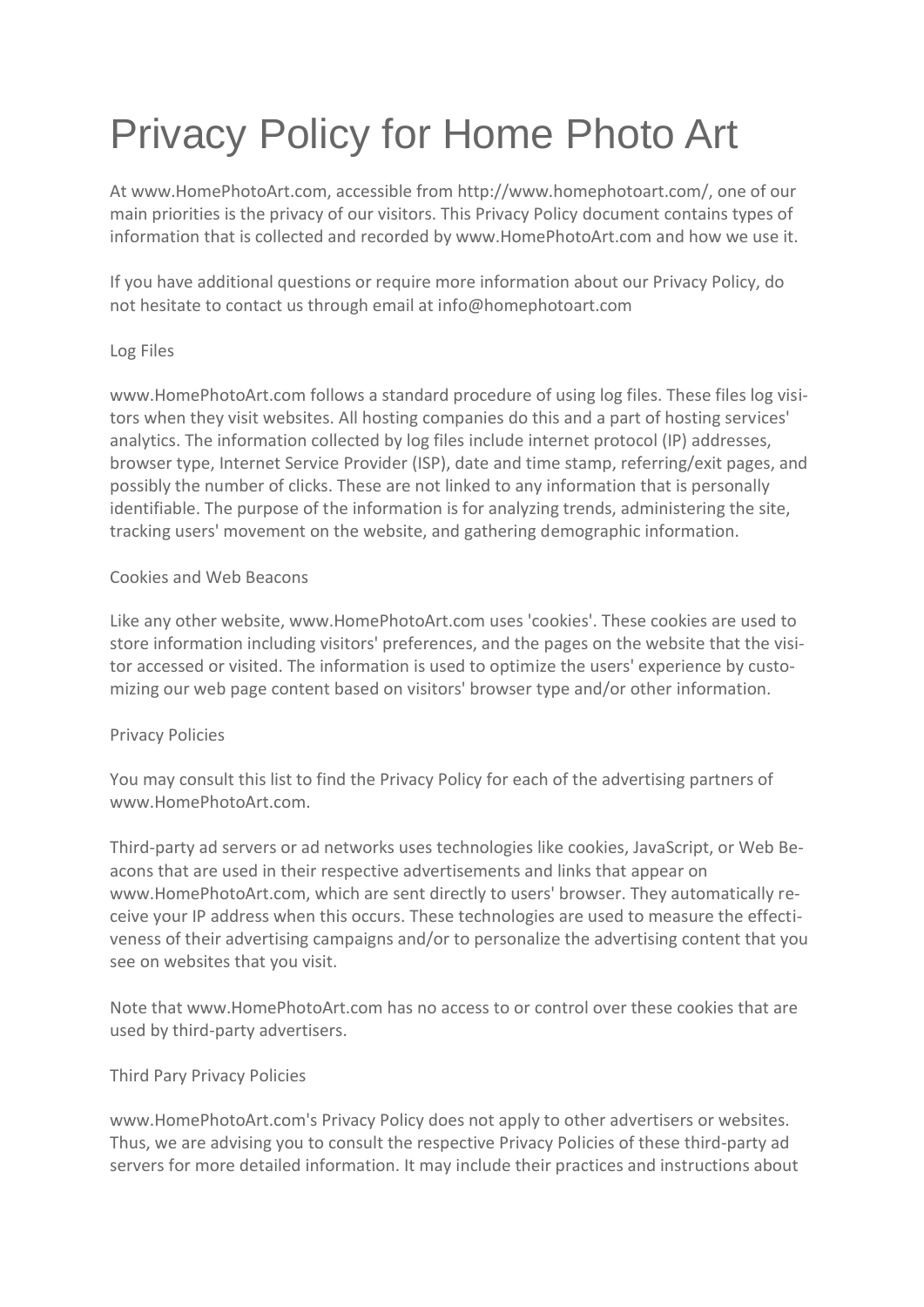# Privacy Policy for Home Photo Art

At www.HomePhotoArt.com, accessible from http://www.homephotoart.com/, one of our main priorities is the privacy of our visitors. This Privacy Policy document contains types of information that is collected and recorded by www.HomePhotoArt.com and how we use it.

If you have additional questions or require more information about our Privacy Policy, do not hesitate to contact us through email at info@homephotoart.com

## Log Files

www.HomePhotoArt.com follows a standard procedure of using log files. These files log visitors when they visit websites. All hosting companies do this and a part of hosting services' analytics. The information collected by log files include internet protocol (IP) addresses, browser type, Internet Service Provider (ISP), date and time stamp, referring/exit pages, and possibly the number of clicks. These are not linked to any information that is personally identifiable. The purpose of the information is for analyzing trends, administering the site, tracking users' movement on the website, and gathering demographic information.

## Cookies and Web Beacons

Like any other website, www.HomePhotoArt.com uses 'cookies'. These cookies are used to store information including visitors' preferences, and the pages on the website that the visitor accessed or visited. The information is used to optimize the users' experience by customizing our web page content based on visitors' browser type and/or other information.

## Privacy Policies

You may consult this list to find the Privacy Policy for each of the advertising partners of www.HomePhotoArt.com.

Third-party ad servers or ad networks uses technologies like cookies, JavaScript, or Web Beacons that are used in their respective advertisements and links that appear on www.HomePhotoArt.com, which are sent directly to users' browser. They automatically receive your IP address when this occurs. These technologies are used to measure the effectiveness of their advertising campaigns and/or to personalize the advertising content that you see on websites that you visit.

Note that www.HomePhotoArt.com has no access to or control over these cookies that are used by third-party advertisers.

## Third Pary Privacy Policies

www.HomePhotoArt.com's Privacy Policy does not apply to other advertisers or websites. Thus, we are advising you to consult the respective Privacy Policies of these third-party ad servers for more detailed information. It may include their practices and instructions about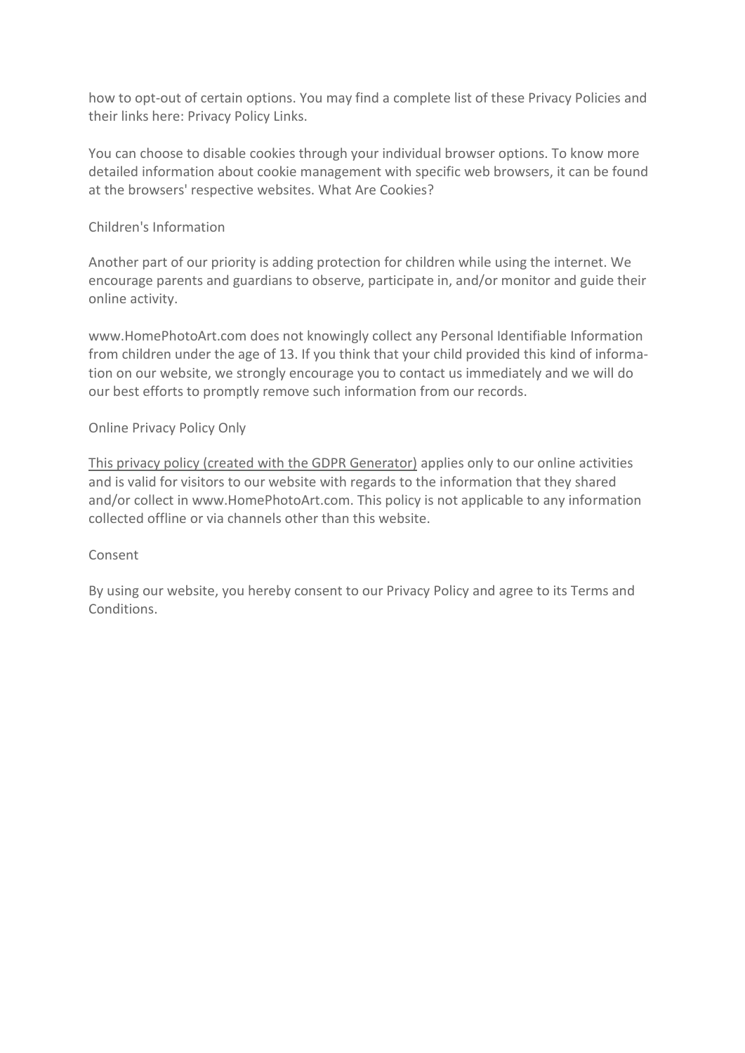how to opt-out of certain options. You may find a complete list of these Privacy Policies and their links here: Privacy Policy Links.

You can choose to disable cookies through your individual browser options. To know more detailed information about cookie management with specific web browsers, it can be found at the browsers' respective websites. What Are Cookies?

## Children's Information

Another part of our priority is adding protection for children while using the internet. We encourage parents and guardians to observe, participate in, and/or monitor and guide their online activity.

www.HomePhotoArt.com does not knowingly collect any Personal Identifiable Information from children under the age of 13. If you think that your child provided this kind of information on our website, we strongly encourage you to contact us immediately and we will do our best efforts to promptly remove such information from our records.

## Online Privacy Policy Only

This privacy policy (created with the GDPR Generator) applies only to our online activities and is valid for visitors to our website with regards to the information that they shared and/or collect in www.HomePhotoArt.com. This policy is not applicable to any information collected offline or via channels other than this website.

## Consent

By using our website, you hereby consent to our Privacy Policy and agree to its Terms and Conditions.